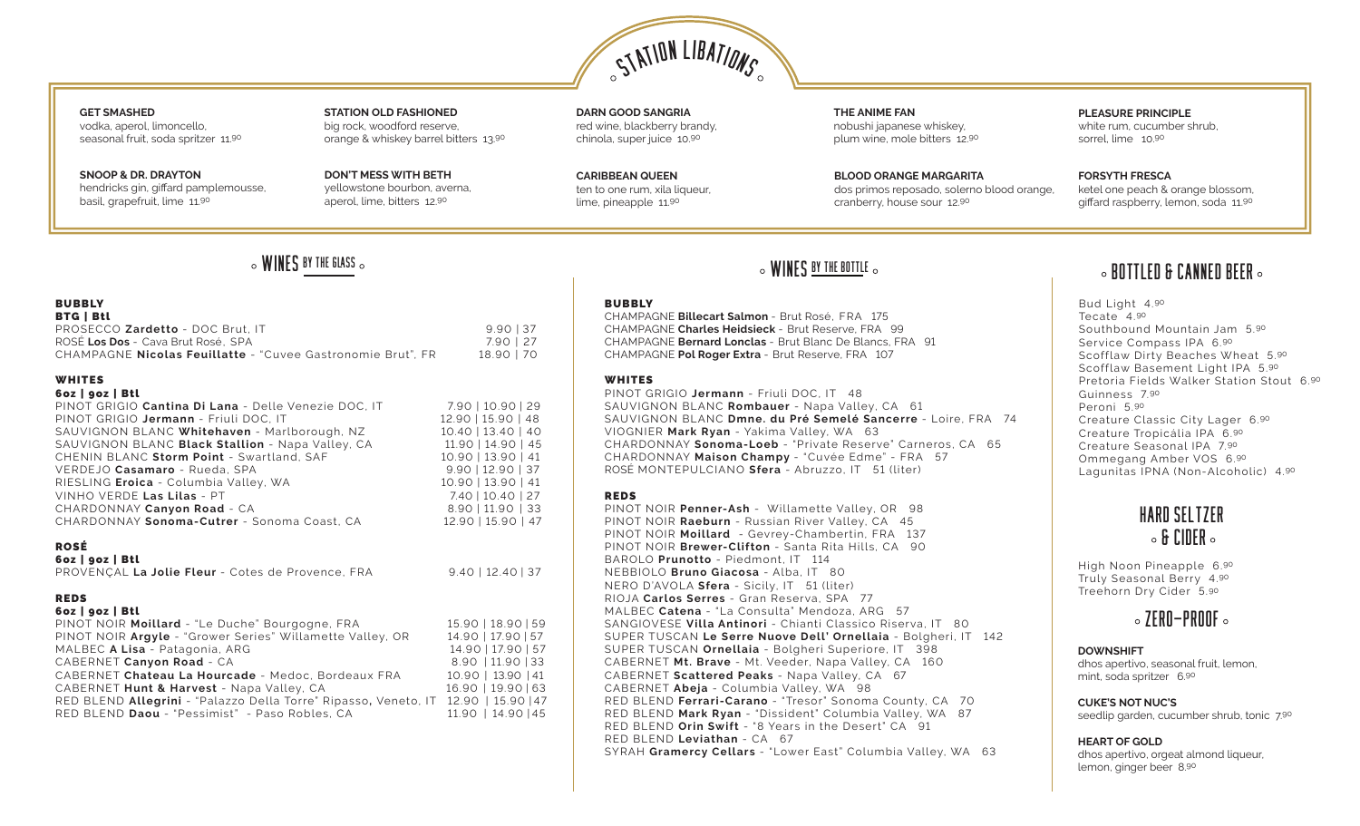# STATION LIBATIONS

**GET SMASHED**
vodka, aperol, limoncello, seasonal fruit, soda spritzer 11.90

**SNOOP & DR. DRAYTON**
hendricks gin, giffard pamplemousse, basil, grapefruit, lime 11.90

**STATION OLD FASHIONED**
big rock, woodford reserve, orange & whiskey barrel bitters 13.90

**DON'T MESS WITH BETH**
yellowstone bourbon, averna, aperol, lime, bitters 12.90

**DARN GOOD SANGRIA**
red wine, blackberry brandy, chinola, super juice 10.90

**CARIBBEAN QUEEN**
ten to one rum, xila liqueur, lime, pineapple 11.90

**THE ANIME FAN**
nobushi japanese whiskey, plum wine, mole bitters 12.90

**BLOOD ORANGE MARGARITA**
dos primos reposado, solerno blood orange, cranberry, house sour 12.90

**PLEASURE PRINCIPLE**
white rum, cucumber shrub, sorrel, lime 10.90

**FORSYTH FRESCA**
ketel one peach & orange blossom, giffard raspberry, lemon, soda 11.90

## WINES BY THE GLASS

### BUBBLY

| BTG \| Btl | |
|---|---|
| PROSECCO **Zardetto** - DOC Brut, IT | 9.90 \| 37 |
| ROSÉ **Los Dos** - Cava Brut Rosé, SPA | 7.90 \| 27 |
| CHAMPAGNE **Nicolas Feuillatte** - "Cuvee Gastronomie Brut", FR | 18.90 \| 70 |

### WHITES

| 6oz \| 9oz \| Btl | |
|---|---|
| PINOT GRIGIO **Cantina Di Lana** - Delle Venezie DOC, IT | 7.90 \| 10.90 \| 29 |
| PINOT GRIGIO **Jermann** - Friuli DOC, IT | 12.90 \| 15.90 \| 48 |
| SAUVIGNON BLANC **Whitehaven** - Marlborough, NZ | 10.40 \| 13.40 \| 40 |
| SAUVIGNON BLANC **Black Stallion** - Napa Valley, CA | 11.90 \| 14.90 \| 45 |
| CHENIN BLANC **Storm Point** - Swartland, SAF | 10.90 \| 13.90 \| 41 |
| VERDEJO **Casamaro** - Rueda, SPA | 9.90 \| 12.90 \| 37 |
| RIESLING **Eroica** - Columbia Valley, WA | 10.90 \| 13.90 \| 41 |
| VINHO VERDE **Las Lilas** - PT | 7.40 \| 10.40 \| 27 |
| CHARDONNAY **Canyon Road** - CA | 8.90 \| 11.90 \| 33 |
| CHARDONNAY **Sonoma-Cutrer** - Sonoma Coast, CA | 12.90 \| 15.90 \| 47 |

### ROSÉ

| 6oz \| 9oz \| Btl | |
|---|---|
| PROVENÇAL **La Jolie Fleur** - Cotes de Provence, FRA | 9.40 \| 12.40 \| 37 |

### REDS

| 6oz \| 9oz \| Btl | |
|---|---|
| PINOT NOIR **Moillard** - "Le Duche" Bourgogne, FRA | 15.90 \| 18.90 \| 59 |
| PINOT NOIR **Argyle** - "Grower Series" Willamette Valley, OR | 14.90 \| 17.90 \| 57 |
| MALBEC **A Lisa** - Patagonia, ARG | 14.90 \| 17.90 \| 57 |
| CABERNET **Canyon Road** - CA | 8.90 \| 11.90 \| 33 |
| CABERNET **Chateau La Hourcade** - Medoc, Bordeaux FRA | 10.90 \| 13.90 \| 41 |
| CABERNET **Hunt & Harvest** - Napa Valley, CA | 16.90 \| 19.90 \| 63 |
| RED BLEND **Allegrini** - "Palazzo Della Torre" Ripasso, Veneto, IT | 12.90 \| 15.90 \| 47 |
| RED BLEND **Daou** - "Pessimist" - Paso Robles, CA | 11.90 \| 14.90 \| 45 |

## WINES BY THE BOTTLE

### BUBBLY

- CHAMPAGNE **Billecart Salmon** - Brut Rosé, FRA 175
- CHAMPAGNE **Charles Heidsieck** - Brut Reserve, FRA 99
- CHAMPAGNE **Bernard Lonclas** - Brut Blanc De Blancs, FRA 91
- CHAMPAGNE **Pol Roger Extra** - Brut Reserve, FRA 107

### WHITES

- PINOT GRIGIO **Jermann** - Friuli DOC, IT 48
- SAUVIGNON BLANC **Rombauer** - Napa Valley, CA 61
- SAUVIGNON BLANC **Dmne. du Pré Semelé Sancerre** - Loire, FRA 74
- VIOGNIER **Mark Ryan** - Yakima Valley, WA 63
- CHARDONNAY **Sonoma-Loeb** - "Private Reserve" Carneros, CA 65
- CHARDONNAY **Maison Champy** - "Cuvée Edme" - FRA 57
- ROSÉ MONTEPULCIANO **Sfera** - Abruzzo, IT 51 (liter)

### REDS

- PINOT NOIR **Penner-Ash** - Willamette Valley, OR 98
- PINOT NOIR **Raeburn** - Russian River Valley, CA 45
- PINOT NOIR **Moillard** - Gevrey-Chambertin, FRA 137
- PINOT NOIR **Brewer-Clifton** - Santa Rita Hills, CA 90
- BAROLO **Prunotto** - Piedmont, IT 114
- NEBBIOLO **Bruno Giacosa** - Alba, IT 80
- NERO D'AVOLA **Sfera** - Sicily, IT 51 (liter)
- RIOJA **Carlos Serres** - Gran Reserva, SPA 77
- MALBEC **Catena** - "La Consulta" Mendoza, ARG 57
- SANGIOVESE **Villa Antinori** - Chianti Classico Riserva, IT 80
- SUPER TUSCAN **Le Serre Nuove Dell' Ornellaia** - Bolgheri, IT 142
- SUPER TUSCAN **Ornellaia** - Bolgheri Superiore, IT 398
- CABERNET **Mt. Brave** - Mt. Veeder, Napa Valley, CA 160
- CABERNET **Scattered Peaks** - Napa Valley, CA 67
- CABERNET **Abeja** - Columbia Valley, WA 98
- RED BLEND **Ferrari-Carano** - "Tresor" Sonoma County, CA 70
- RED BLEND **Mark Ryan** - "Dissident" Columbia Valley, WA 87
- RED BLEND **Orin Swift** - "8 Years in the Desert" CA 91
- RED BLEND **Leviathan** - CA 67
- SYRAH **Gramercy Cellars** - "Lower East" Columbia Valley, WA 63

## BOTTLED & CANNED BEER

- Bud Light 4.90
- Tecate 4.90
- Southbound Mountain Jam 5.90
- Service Compass IPA 6.90
- Scofflaw Dirty Beaches Wheat 5.90
- Scofflaw Basement Light IPA 5.90
- Pretoria Fields Walker Station Stout 6.90
- Guinness 7.90
- Peroni 5.90
- Creature Classic City Lager 6.90
- Creature Tropicália IPA 6.90
- Creature Seasonal IPA 7.90
- Ommegang Amber VOS 6.90
- Lagunitas IPNA (Non-Alcoholic) 4.90

## HARD SELTZER & CIDER

- High Noon Pineapple 6.90
- Truly Seasonal Berry 4.90
- Treehorn Dry Cider 5.90

## ZERO-PROOF

**DOWNSHIFT**
dhos apertivo, seasonal fruit, lemon, mint, soda spritzer 6.90

**CUKE'S NOT NUC'S**
seedlip garden, cucumber shrub, tonic 7.90

**HEART OF GOLD**
dhos apertivo, orgeat almond liqueur, lemon, ginger beer 8.90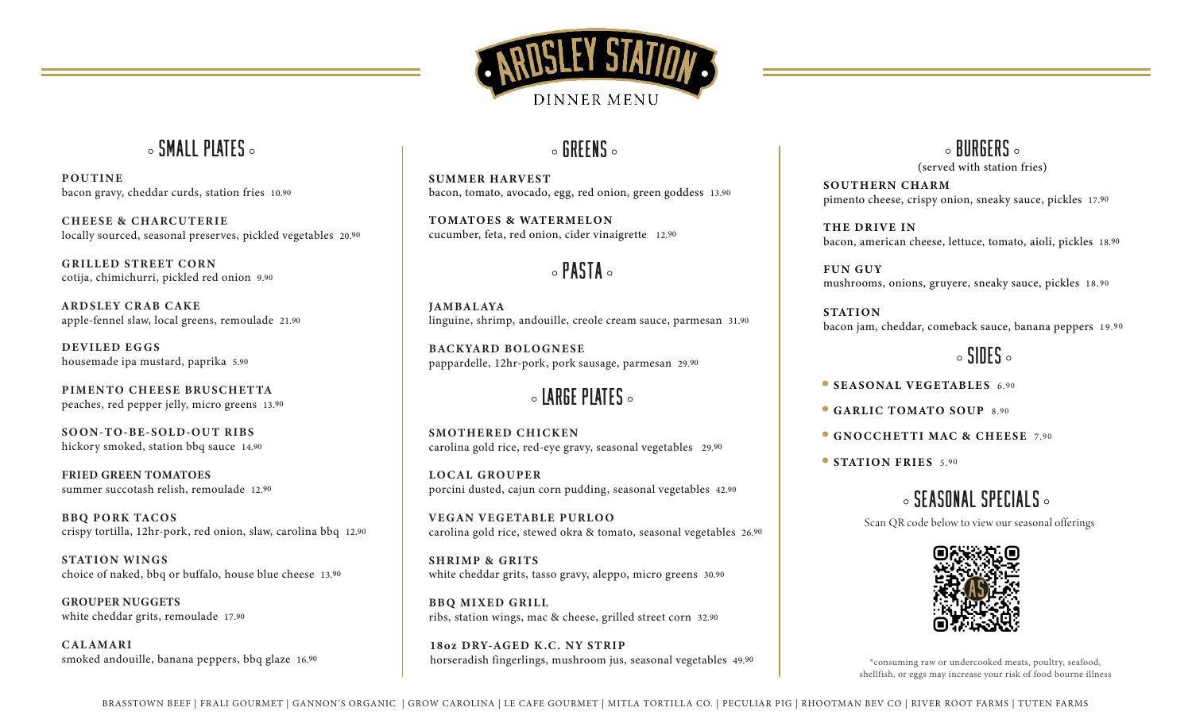# ARDSLEY STATION

DINNER MENU

## SMALL PLATES

**POUTINE**
bacon gravy, cheddar curds, station fries 10.90

**CHEESE & CHARCUTERIE**
locally sourced, seasonal preserves, pickled vegetables 20.90

**GRILLED STREET CORN**
cotija, chimichurri, pickled red onion 9.90

**ARDSLEY CRAB CAKE**
apple-fennel slaw, local greens, remoulade 21.90

**DEVILED EGGS**
housemade ipa mustard, paprika 5.90

**PIMENTO CHEESE BRUSCHETTA**
peaches, red pepper jelly, micro greens 13.90

**SOON-TO-BE-SOLD-OUT RIBS**
hickory smoked, station bbq sauce 14.90

**FRIED GREEN TOMATOES**
summer succotash relish, remoulade 12.90

**BBQ PORK TACOS**
crispy tortilla, 12hr-pork, red onion, slaw, carolina bbq 12.90

**STATION WINGS**
choice of naked, bbq or buffalo, house blue cheese 13.90

**GROUPER NUGGETS**
white cheddar grits, remoulade 17.90

**CALAMARI**
smoked andouille, banana peppers, bbq glaze 16.90

## GREENS

**SUMMER HARVEST**
bacon, tomato, avocado, egg, red onion, green goddess 13.90

**TOMATOES & WATERMELON**
cucumber, feta, red onion, cider vinaigrette 12.90

## PASTA

**JAMBALAYA**
linguine, shrimp, andouille, creole cream sauce, parmesan 31.90

**BACKYARD BOLOGNESE**
pappardelle, 12hr-pork, pork sausage, parmesan 29.90

## LARGE PLATES

**SMOTHERED CHICKEN**
carolina gold rice, red-eye gravy, seasonal vegetables 29.90

**LOCAL GROUPER**
porcini dusted, cajun corn pudding, seasonal vegetables 42.90

**VEGAN VEGETABLE PURLOO**
carolina gold rice, stewed okra & tomato, seasonal vegetables 26.90

**SHRIMP & GRITS**
white cheddar grits, tasso gravy, aleppo, micro greens 30.90

**BBQ MIXED GRILL**
ribs, station wings, mac & cheese, grilled street corn 32.90

**18oz DRY-AGED K.C. NY STRIP**
horseradish fingerlings, mushroom jus, seasonal vegetables 49.90

## BURGERS

(served with station fries)

**SOUTHERN CHARM**
pimento cheese, crispy onion, sneaky sauce, pickles 17.90

**THE DRIVE IN**
bacon, american cheese, lettuce, tomato, aioli, pickles 18.90

**FUN GUY**
mushrooms, onions, gruyere, sneaky sauce, pickles 18.90

**STATION**
bacon jam, cheddar, comeback sauce, banana peppers 19.90

## SIDES

- **SEASONAL VEGETABLES** 6.90
- **GARLIC TOMATO SOUP** 8.90
- **GNOCCHETTI MAC & CHEESE** 7.90
- **STATION FRIES** 5.90

## SEASONAL SPECIALS

Scan QR code below to view our seasonal offerings

*consuming raw or undercooked meats, poultry, seafood, shellfish, or eggs may increase your risk of food bourne illness

BRASSTOWN BEEF | FRALI GOURMET | GANNON'S ORGANIC | GROW CAROLINA | LE CAFE GOURMET | MITLA TORTILLA CO. | PECULIAR PIG | RHOOTMAN BEV CO | RIVER ROOT FARMS | TUTEN FARMS